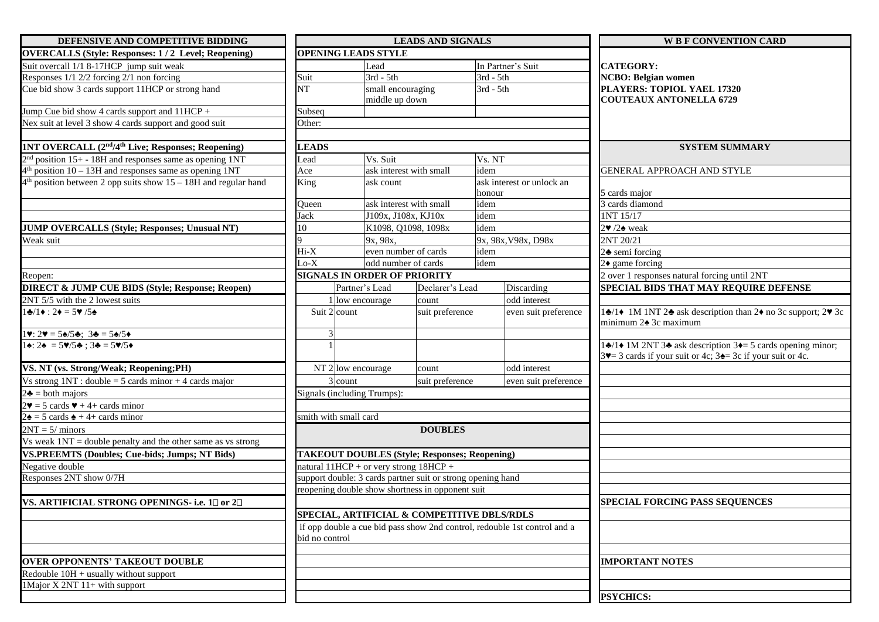## DEFENSIVE AND COMPETITIVE BIDDING

| OVERCALLS (Style: Responses: 1 / 2 Level; Reopening) |
|---|
| Suit overcall 1/1 8-17HCP jump suit weak |
| Responses 1/1 2/2 forcing 2/1 non forcing |
| Cue bid show 3 cards support 11HCP or strong hand |
| Jump Cue bid show 4 cards support and 11HCP + |
| Nex suit at level 3 show 4 cards support and good suit |

| 1NT OVERCALL (2nd/4th Live; Responses; Reopening) |
|---|
| 2nd position 15+ - 18H and responses same as opening 1NT |
| 4th position 10 – 13H and responses same as opening 1NT |
| 4th position between 2 opp suits show 15 – 18H and regular hand |

| JUMP OVERCALLS (Style; Responses; Unusual NT) |
|---|
| Weak suit |
| Reopen: |

| DIRECT & JUMP CUE BIDS (Style; Response; Reopen) |
|---|
| 2NT 5/5 with the 2 lowest suits |
| 1♣/1♦ : 2♦ = 5♥ /5♠ |
| 1♥: 2♥ = 5♠/5♣; 3♣ = 5♠/5♦ |
| 1♠: 2♠ = 5♥/5♣ ; 3♣ = 5♥/5♦ |

| VS. NT (vs. Strong/Weak; Reopening;PH) |
|---|
| Vs strong 1NT : double = 5 cards minor + 4 cards major |
| 2♣ = both majors |
| 2♥ = 5 cards ♥ + 4+ cards minor |
| 2♠ = 5 cards ♠ + 4+ cards minor |
| 2NT = 5/ minors |
| Vs weak 1NT = double penalty and the other same as vs strong |

| VS.PREEMTS (Doubles; Cue-bids; Jumps; NT Bids) |
|---|
| Negative double |
| Responses 2NT show 0/7H |

| VS. ARTIFICIAL STRONG OPENINGS- i.e. 1□ or 2□ |
|---|
| |

| OVER OPPONENTS' TAKEOUT DOUBLE |
|---|
| Redouble 10H + usually without support |
| 1Major X 2NT 11+ with support |

## LEADS AND SIGNALS

### OPENING LEADS STYLE

| | Lead | In Partner's Suit |
|---|---|---|
| Suit | 3rd - 5th | 3rd - 5th |
| NT | small encouraging middle up down | 3rd - 5th |
| Subseq | | |
| Other: | | |

### LEADS

| Lead | Vs. Suit | Vs. NT |
|---|---|---|
| Ace | ask interest with small | idem |
| King | ask count | ask interest or unlock an honour |
| Queen | ask interest with small | idem |
| Jack | J109x, J108x, KJ10x | idem |
| 10 | K1098, Q1098, 1098x | idem |
| 9 | 9x, 98x, | 9x, 98x,V98x, D98x |
| Hi-X | even number of cards | idem |
| Lo-X | odd number of cards | idem |

### SIGNALS IN ORDER OF PRIORITY

| | | Partner's Lead | Declarer's Lead | Discarding |
|---|---|---|---|---|
| | 1 | low encourage | count | odd interest |
| Suit | 2 | count | suit preference | even suit preference |
| | 3 | | | |
| | 1 | | | |
| NT | 2 | low encourage | count | odd interest |
| | 3 | count | suit preference | even suit preference |

Signals (including Trumps):

smith with small card

## DOUBLES

| TAKEOUT DOUBLES (Style; Responses; Reopening) |
|---|
| natural 11HCP + or very strong 18HCP + |
| support double: 3 cards partner suit or strong opening hand |
| reopening double show shortness in opponent suit |

| SPECIAL, ARTIFICIAL & COMPETITIVE DBLS/RDLS |
|---|
| if opp double a cue bid pass show 2nd control, redouble 1st control and a bid no control |

## W B F CONVENTION CARD

**CATEGORY:**
**NCBO: Belgian women**
**PLAYERS: TOPIOL YAEL 17320**
**COUTEAUX ANTONELLA 6729**

## SYSTEM SUMMARY

GENERAL APPROACH AND STYLE

5 cards major
3 cards diamond
1NT 15/17
2♥ /2♠ weak
2NT 20/21
2♣ semi forcing
2♦ game forcing
2 over 1 responses natural forcing until 2NT

**SPECIAL BIDS THAT MAY REQUIRE DEFENSE**

1♣/1♦ 1M 1NT 2♣ ask description than 2♦ no 3c support; 2♥ 3c minimum 2♠ 3c maximum

1♣/1♦ 1M 2NT 3♣ ask description 3♦= 5 cards opening minor; 3♥= 3 cards if your suit or 4c; 3♠= 3c if your suit or 4c.

**SPECIAL FORCING PASS SEQUENCES**

**IMPORTANT NOTES**

**PSYCHICS:**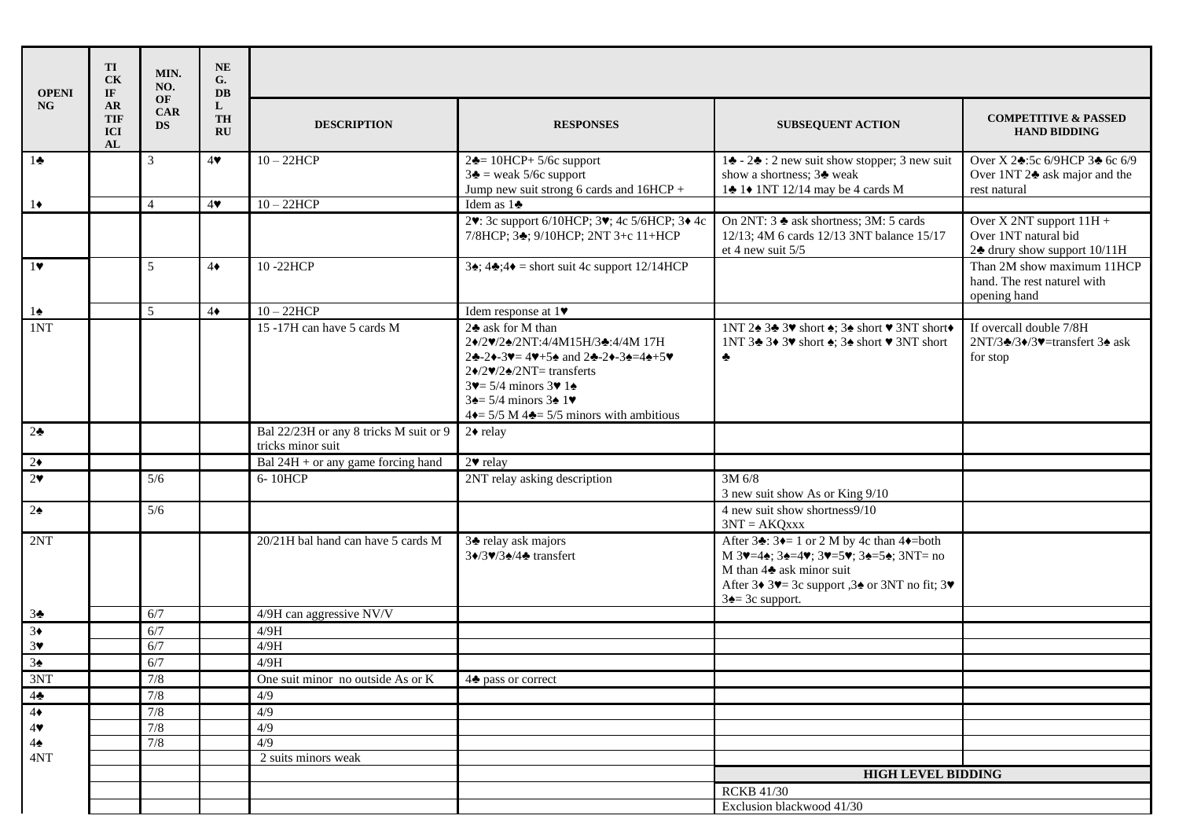| OPENING | TICK IF ARTIFICIAL | MIN. NO. OF CARDS | NEG. DBL THRU | | | | |
|---|---|---|---|---|---|---|---|
| | | | | DESCRIPTION | RESPONSES | SUBSEQUENT ACTION | COMPETITIVE & PASSED HAND BIDDING |
| 1♣ | | 3 | 4♥ | 10 – 22HCP | 2♣= 10HCP+ 5/6c support<br>3♣ = weak 5/6c support<br>Jump new suit strong 6 cards and 16HCP + | 1♣ - 2♣ : 2 new suit show stopper; 3 new suit show a shortness; 3♣ weak<br>1♣ 1♦ 1NT 12/14 may be 4 cards M | Over X 2♣:5c 6/9HCP 3♣ 6c 6/9<br>Over 1NT 2♣ ask major and the rest natural |
| 1♦ | | 4 | 4♥ | 10 – 22HCP | Idem as 1♣ | | |
| | | | | | 2♥: 3c support 6/10HCP; 3♥; 4c 5/6HCP; 3♦ 4c 7/8HCP; 3♣; 9/10HCP; 2NT 3+c 11+HCP | On 2NT: 3 ♣ ask shortness; 3M: 5 cards 12/13; 4M 6 cards 12/13 3NT balance 15/17 et 4 new suit 5/5 | Over X 2NT support 11H +<br>Over 1NT natural bid<br>2♣ drury show support 10/11H |
| 1♥ | | 5 | 4♦ | 10 -22HCP | 3♠; 4♣;4♦ = short suit 4c support 12/14HCP | | Than 2M show maximum 11HCP hand. The rest naturel with opening hand |
| 1♠ | | 5 | 4♦ | 10 – 22HCP | Idem response at 1♥ | | |
| 1NT | | | | 15 -17H can have 5 cards M | 2♣ ask for M than<br>2♦/2♥/2♠/2NT:4/4M15H/3♣:4/4M 17H<br>2♣-2♦-3♥= 4♥+5♠ and 2♣-2♦-3♠=4♠+5♥<br>2♦/2♥/2♠/2NT= transferts<br>3♥= 5/4 minors 3♥ 1♠<br>3♠= 5/4 minors 3♠ 1♥<br>4♦= 5/5 M 4♣= 5/5 minors with ambitious | 1NT 2♠ 3♣ 3♥ short ♠; 3♠ short ♥ 3NT short♦<br>1NT 3♣ 3♦ 3♥ short ♠; 3♠ short ♥ 3NT short ♣ | If overcall double 7/8H<br>2NT/3♣/3♦/3♥=transfert 3♠ ask for stop |
| 2♣ | | | | Bal 22/23H or any 8 tricks M suit or 9 tricks minor suit | 2♦ relay | | |
| 2♦ | | | | Bal 24H + or any game forcing hand | 2♥ relay | | |
| 2♥ | | 5/6 | | 6- 10HCP | 2NT relay asking description | 3M 6/8<br>3 new suit show As or King 9/10 | |
| 2♠ | | 5/6 | | | | 4 new suit show shortness9/10<br>3NT = AKQxxx | |
| 2NT | | | | 20/21H bal hand can have 5 cards M | 3♣ relay ask majors<br>3♦/3♥/3♠/4♣ transfert | After 3♣: 3♦= 1 or 2 M by 4c than 4♦=both M 3♥=4♠; 3♠=4♥; 3♥=5♥; 3♠=5♠; 3NT= no M than 4♣ ask minor suit<br>After 3♦ 3♥= 3c support ,3♠ or 3NT no fit; 3♥ 3♠= 3c support. | |
| 3♣ | | 6/7 | | 4/9H can aggressive NV/V | | | |
| 3♦ | | 6/7 | | 4/9H | | | |
| 3♥ | | 6/7 | | 4/9H | | | |
| 3♠ | | 6/7 | | 4/9H | | | |
| 3NT | | 7/8 | | One suit minor no outside As or K | 4♣ pass or correct | | |
| 4♣ | | 7/8 | | 4/9 | | | |
| 4♦ | | 7/8 | | 4/9 | | | |
| 4♥ | | 7/8 | | 4/9 | | | |
| 4♠ | | 7/8 | | 4/9 | | | |
| 4NT | | | | 2 suits minors weak | | | |
| | | | | | | **HIGH LEVEL BIDDING** | |
| | | | | | | RCKB 41/30 | |
| | | | | | | Exclusion blackwood 41/30 | |